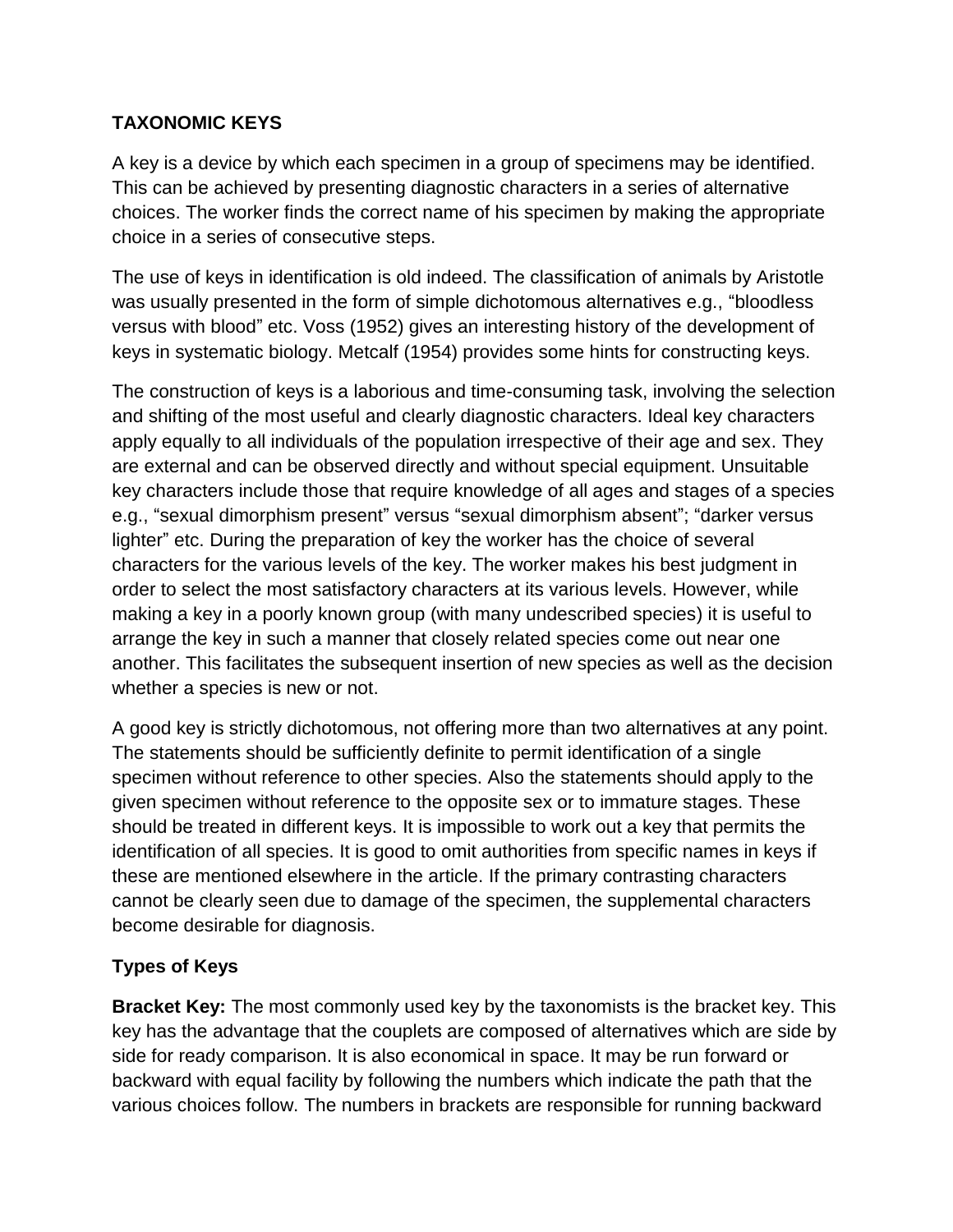## TAXONOMIC KEYS

A key is a device by which each specimen in a group of specimens may be identified. This can be achieved by presenting diagnostic characters in a series of alternative choices. The worker finds the correct name of his specimen by making the appropriate choice in a series of consecutive steps.

The use of keys in identification is old indeed. The classification of animals by Aristotle was usually presented in the form of simple dichotomous alternatives e.g., "bloodless versus with blood" etc. Voss (1952) gives an interesting history of the development of keys in systematic biology. Metcalf (1954) provides some hints for constructing keys.

The construction of keys is a laborious and time-consuming task, involving the selection and shifting of the most useful and clearly diagnostic characters. Ideal key characters apply equally to all individuals of the population irrespective of their age and sex. They are external and can be observed directly and without special equipment. Unsuitable key characters include those that require knowledge of all ages and stages of a species e.g., "sexual dimorphism present" versus "sexual dimorphism absent"; "darker versus lighter" etc. During the preparation of key the worker has the choice of several characters for the various levels of the key. The worker makes his best judgment in order to select the most satisfactory characters at its various levels. However, while making a key in a poorly known group (with many undescribed species) it is useful to arrange the key in such a manner that closely related species come out near one another. This facilitates the subsequent insertion of new species as well as the decision whether a species is new or not.

A good key is strictly dichotomous, not offering more than two alternatives at any point. The statements should be sufficiently definite to permit identification of a single specimen without reference to other species. Also the statements should apply to the given specimen without reference to the opposite sex or to immature stages. These should be treated in different keys. It is impossible to work out a key that permits the identification of all species. It is good to omit authorities from specific names in keys if these are mentioned elsewhere in the article. If the primary contrasting characters cannot be clearly seen due to damage of the specimen, the supplemental characters become desirable for diagnosis.

### Types of Keys

**Bracket Key:** The most commonly used key by the taxonomists is the bracket key. This key has the advantage that the couplets are composed of alternatives which are side by side for ready comparison. It is also economical in space. It may be run forward or backward with equal facility by following the numbers which indicate the path that the various choices follow. The numbers in brackets are responsible for running backward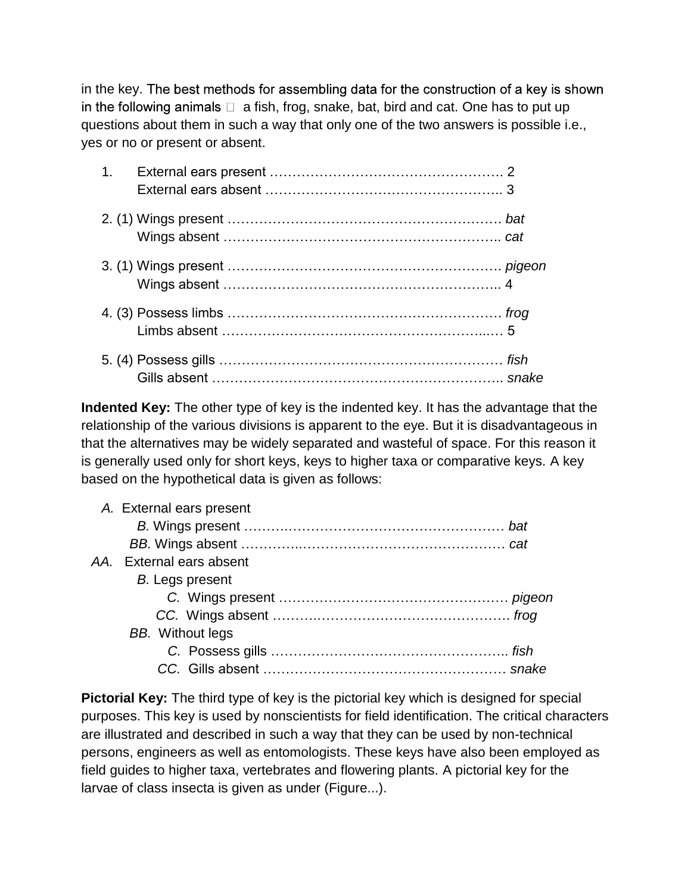in the key. The best methods for assembling data for the construction of a key is shown in the following animals  a fish, frog, snake, bat, bird and cat. One has to put up questions about them in such a way that only one of the two answers is possible i.e., yes or no or present or absent.

1. External ears present ……………………………………………… 2
   External ears absent …………………………………………….. 3

2. (1) Wings present …………………………………………………… *bat*
   Wings absent …………………………………………………….. *cat*

3. (1) Wings present …………………………………………………… *pigeon*
   Wings absent …………………………………………………….. 4

4. (3) Possess limbs …………………………………………………… *frog*
   Limbs absent ………………………………………………….… 5

5. (4) Possess gills ……………………………………………………… *fish*
   Gills absent ……………………………………………………….. *snake*

**Indented Key:** The other type of key is the indented key. It has the advantage that the relationship of the various divisions is apparent to the eye. But it is disadvantageous in that the alternatives may be widely separated and wasteful of space. For this reason it is generally used only for short keys, keys to higher taxa or comparative keys. A key based on the hypothetical data is given as follows:

*A.* External ears present
- *B.* Wings present …………………………………………………… *bat*
- *BB.* Wings absent ………………………………………………… *cat*

*AA.* External ears absent
- *B.* Legs present
  - *C.* Wings present …………………………………………… *pigeon*
  - *CC.* Wings absent …………………………………………… *frog*
- *BB.* Without legs
  - *C.* Possess gills …………………………………………….. *fish*
  - *CC.* Gills absent ……………………………………………… *snake*

**Pictorial Key:** The third type of key is the pictorial key which is designed for special purposes. This key is used by nonscientists for field identification. The critical characters are illustrated and described in such a way that they can be used by non-technical persons, engineers as well as entomologists. These keys have also been employed as field guides to higher taxa, vertebrates and flowering plants. A pictorial key for the larvae of class insecta is given as under (Figure...).